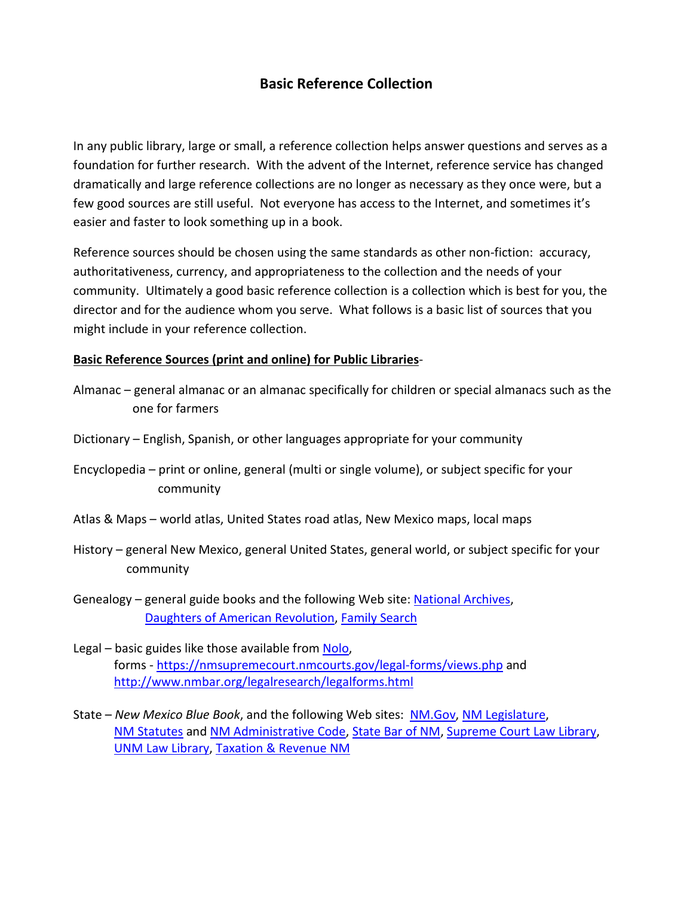# Basic Reference Collection

In any public library, large or small, a reference collection helps answer questions and serves as a foundation for further research. With the advent of the Internet, reference service has changed dramatically and large reference collections are no longer as necessary as they once were, but a few good sources are still useful. Not everyone has access to the Internet, and sometimes it's easier and faster to look something up in a book.

Reference sources should be chosen using the same standards as other non-fiction: accuracy, authoritativeness, currency, and appropriateness to the collection and the needs of your community. Ultimately a good basic reference collection is a collection which is best for you, the director and for the audience whom you serve. What follows is a basic list of sources that you might include in your reference collection.

**<u>Basic Reference Sources (print and online) for Public Libraries</u>**-

Almanac – general almanac or an almanac specifically for children or special almanacs such as the one for farmers

Dictionary – English, Spanish, or other languages appropriate for your community

Encyclopedia – print or online, general (multi or single volume), or subject specific for your community

Atlas & Maps – world atlas, United States road atlas, New Mexico maps, local maps

History – general New Mexico, general United States, general world, or subject specific for your community

Genealogy – general guide books and the following Web site: National Archives, Daughters of American Revolution, Family Search

Legal – basic guides like those available from Nolo, forms - https://nmsupremecourt.nmcourts.gov/legal-forms/views.php and http://www.nmbar.org/legalresearch/legalforms.html

State – *New Mexico Blue Book*, and the following Web sites: NM.Gov, NM Legislature, NM Statutes and NM Administrative Code, State Bar of NM, Supreme Court Law Library, UNM Law Library, Taxation & Revenue NM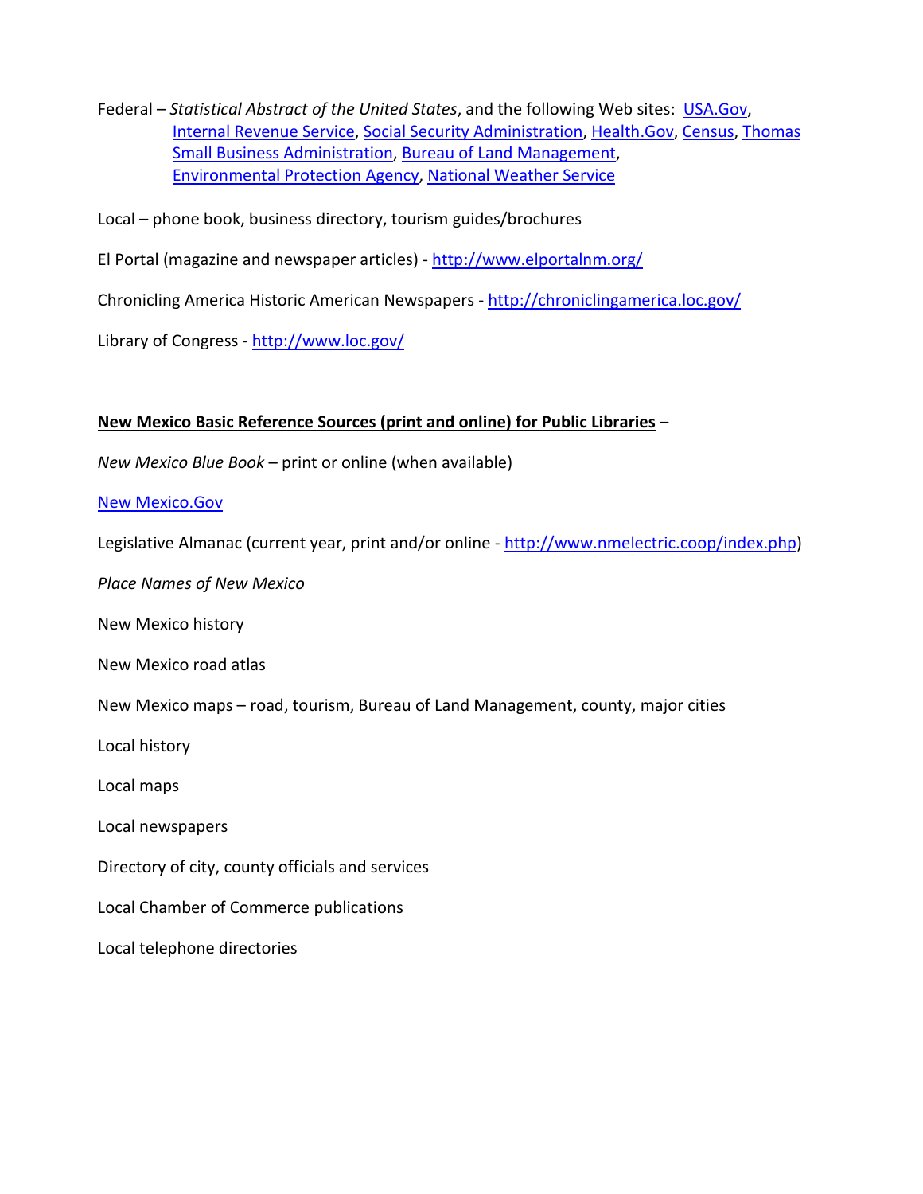Federal – *Statistical Abstract of the United States*, and the following Web sites: [USA.Gov](USA.Gov), [Internal Revenue Service](Internal Revenue Service), [Social Security Administration](Social Security Administration), [Health.Gov](Health.Gov), [Census](Census), [Thomas](Thomas) [Small Business Administration](Small Business Administration), [Bureau of Land Management](Bureau of Land Management), [Environmental Protection Agency](Environmental Protection Agency), [National Weather Service](National Weather Service)

Local – phone book, business directory, tourism guides/brochures

El Portal (magazine and newspaper articles) - http://www.elportalnm.org/

Chronicling America Historic American Newspapers - http://chroniclingamerica.loc.gov/

Library of Congress - http://www.loc.gov/

**New Mexico Basic Reference Sources (print and online) for Public Libraries** –

*New Mexico Blue Book* – print or online (when available)

New Mexico.Gov

Legislative Almanac (current year, print and/or online - http://www.nmelectric.coop/index.php)

*Place Names of New Mexico*

New Mexico history

New Mexico road atlas

New Mexico maps – road, tourism, Bureau of Land Management, county, major cities

Local history

Local maps

Local newspapers

Directory of city, county officials and services

Local Chamber of Commerce publications

Local telephone directories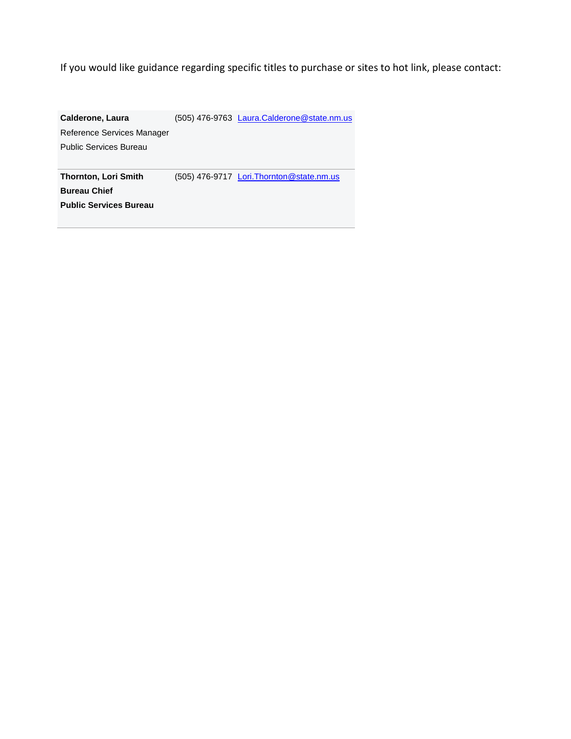If you would like guidance regarding specific titles to purchase or sites to hot link, please contact:

| | | |
|---|---|---|
| **Calderone, Laura**<br>Reference Services Manager<br>Public Services Bureau | (505) 476-9763 | Laura.Calderone@state.nm.us |
| **Thornton, Lori Smith**<br>**Bureau Chief**<br>**Public Services Bureau** | (505) 476-9717 | Lori.Thornton@state.nm.us |